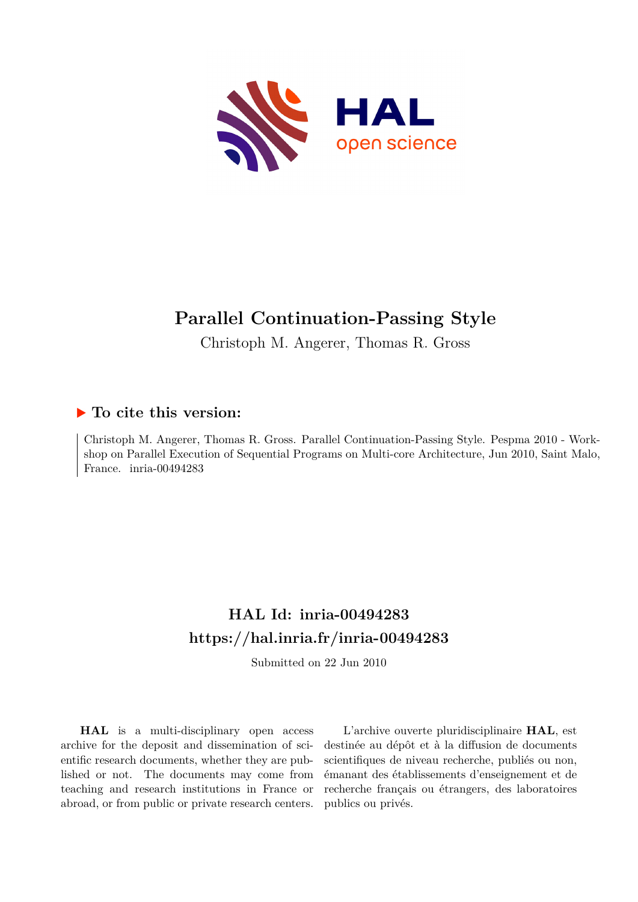# Parallel Continuation-Passing Style

Christoph M. Angerer, Thomas R. Gross

## ▶ To cite this version:

Christoph M. Angerer, Thomas R. Gross. Parallel Continuation-Passing Style. Pespma 2010 - Workshop on Parallel Execution of Sequential Programs on Multi-core Architecture, Jun 2010, Saint Malo, France. inria-00494283

## HAL Id: inria-00494283
## https://hal.inria.fr/inria-00494283

Submitted on 22 Jun 2010

**HAL** is a multi-disciplinary open access archive for the deposit and dissemination of scientific research documents, whether they are published or not. The documents may come from teaching and research institutions in France or abroad, or from public or private research centers.

L'archive ouverte pluridisciplinaire **HAL**, est destinée au dépôt et à la diffusion de documents scientifiques de niveau recherche, publiés ou non, émanant des établissements d'enseignement et de recherche français ou étrangers, des laboratoires publics ou privés.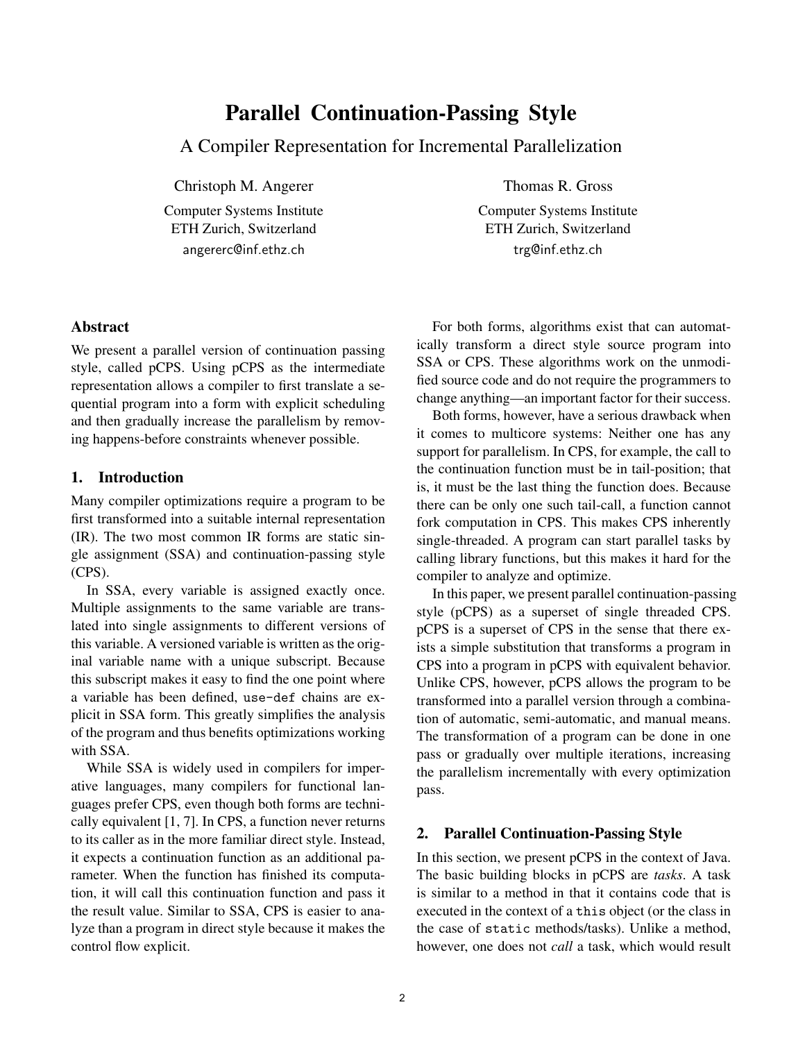# Parallel Continuation-Passing Style

## A Compiler Representation for Incremental Parallelization

Christoph M. Angerer
Computer Systems Institute
ETH Zurich, Switzerland
angererc@inf.ethz.ch

Thomas R. Gross
Computer Systems Institute
ETH Zurich, Switzerland
trg@inf.ethz.ch

### Abstract

We present a parallel version of continuation passing style, called pCPS. Using pCPS as the intermediate representation allows a compiler to first translate a sequential program into a form with explicit scheduling and then gradually increase the parallelism by removing happens-before constraints whenever possible.

## 1. Introduction

Many compiler optimizations require a program to be first transformed into a suitable internal representation (IR). The two most common IR forms are static single assignment (SSA) and continuation-passing style (CPS).

In SSA, every variable is assigned exactly once. Multiple assignments to the same variable are translated into single assignments to different versions of this variable. A versioned variable is written as the original variable name with a unique subscript. Because this subscript makes it easy to find the one point where a variable has been defined, `use-def` chains are explicit in SSA form. This greatly simplifies the analysis of the program and thus benefits optimizations working with SSA.

While SSA is widely used in compilers for imperative languages, many compilers for functional languages prefer CPS, even though both forms are technically equivalent [1, 7]. In CPS, a function never returns to its caller as in the more familiar direct style. Instead, it expects a continuation function as an additional parameter. When the function has finished its computation, it will call this continuation function and pass it the result value. Similar to SSA, CPS is easier to analyze than a program in direct style because it makes the control flow explicit.

For both forms, algorithms exist that can automatically transform a direct style source program into SSA or CPS. These algorithms work on the unmodified source code and do not require the programmers to change anything—an important factor for their success.

Both forms, however, have a serious drawback when it comes to multicore systems: Neither one has any support for parallelism. In CPS, for example, the call to the continuation function must be in tail-position; that is, it must be the last thing the function does. Because there can be only one such tail-call, a function cannot fork computation in CPS. This makes CPS inherently single-threaded. A program can start parallel tasks by calling library functions, but this makes it hard for the compiler to analyze and optimize.

In this paper, we present parallel continuation-passing style (pCPS) as a superset of single threaded CPS. pCPS is a superset of CPS in the sense that there exists a simple substitution that transforms a program in CPS into a program in pCPS with equivalent behavior. Unlike CPS, however, pCPS allows the program to be transformed into a parallel version through a combination of automatic, semi-automatic, and manual means. The transformation of a program can be done in one pass or gradually over multiple iterations, increasing the parallelism incrementally with every optimization pass.

## 2. Parallel Continuation-Passing Style

In this section, we present pCPS in the context of Java. The basic building blocks in pCPS are *tasks*. A task is similar to a method in that it contains code that is executed in the context of a `this` object (or the class in the case of `static` methods/tasks). Unlike a method, however, one does not *call* a task, which would result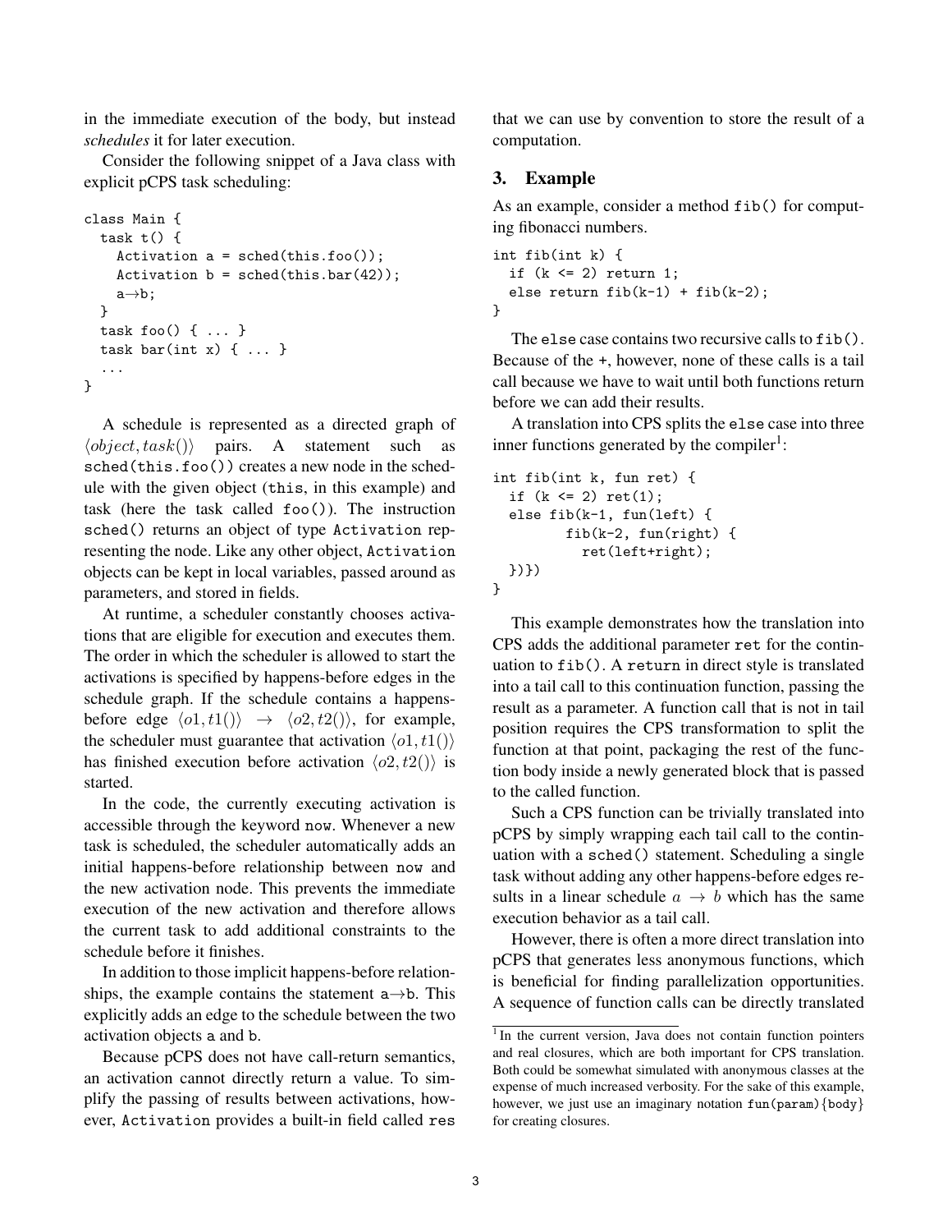in the immediate execution of the body, but instead *schedules* it for later execution.

Consider the following snippet of a Java class with explicit pCPS task scheduling:

```
class Main {
  task t() {
    Activation a = sched(this.foo());
    Activation b = sched(this.bar(42));
    a→b;
  }
  task foo() { ... }
  task bar(int x) { ... }
  ...
}
```

A schedule is represented as a directed graph of $\langle object, task()\rangle$ pairs. A statement such as `sched(this.foo())` creates a new node in the schedule with the given object (`this`, in this example) and task (here the task called `foo()`). The instruction `sched()` returns an object of type `Activation` representing the node. Like any other object, `Activation` objects can be kept in local variables, passed around as parameters, and stored in fields.

At runtime, a scheduler constantly chooses activations that are eligible for execution and executes them. The order in which the scheduler is allowed to start the activations is specified by happens-before edges in the schedule graph. If the schedule contains a happens-before edge $\langle o1, t1()\rangle \rightarrow \langle o2, t2()\rangle$, for example, the scheduler must guarantee that activation $\langle o1, t1()\rangle$ has finished execution before activation $\langle o2, t2()\rangle$ is started.

In the code, the currently executing activation is accessible through the keyword `now`. Whenever a new task is scheduled, the scheduler automatically adds an initial happens-before relationship between `now` and the new activation node. This prevents the immediate execution of the new activation and therefore allows the current task to add additional constraints to the schedule before it finishes.

In addition to those implicit happens-before relationships, the example contains the statement `a→b`. This explicitly adds an edge to the schedule between the two activation objects `a` and `b`.

Because pCPS does not have call-return semantics, an activation cannot directly return a value. To simplify the passing of results between activations, however, `Activation` provides a built-in field called `res` that we can use by convention to store the result of a computation.

## 3. Example

As an example, consider a method `fib()` for computing fibonacci numbers.

```
int fib(int k) {
  if (k <= 2) return 1;
  else return fib(k-1) + fib(k-2);
}
```

The `else` case contains two recursive calls to `fib()`. Because of the `+`, however, none of these calls is a tail call because we have to wait until both functions return before we can add their results.

A translation into CPS splits the `else` case into three inner functions generated by the compiler[1]:

```
int fib(int k, fun ret) {
  if (k <= 2) ret(1);
  else fib(k-1, fun(left) {
         fib(k-2, fun(right) {
           ret(left+right);
  })})
}
```

This example demonstrates how the translation into CPS adds the additional parameter `ret` for the continuation to `fib()`. A `return` in direct style is translated into a tail call to this continuation function, passing the result as a parameter. A function call that is not in tail position requires the CPS transformation to split the function at that point, packaging the rest of the function body inside a newly generated block that is passed to the called function.

Such a CPS function can be trivially translated into pCPS by simply wrapping each tail call to the continuation with a `sched()` statement. Scheduling a single task without adding any other happens-before edges results in a linear schedule $a \rightarrow b$ which has the same execution behavior as a tail call.

However, there is often a more direct translation into pCPS that generates less anonymous functions, which is beneficial for finding parallelization opportunities. A sequence of function calls can be directly translated

[1] In the current version, Java does not contain function pointers and real closures, which are both important for CPS translation. Both could be somewhat simulated with anonymous classes at the expense of much increased verbosity. For the sake of this example, however, we just use an imaginary notation `fun(param){body}` for creating closures.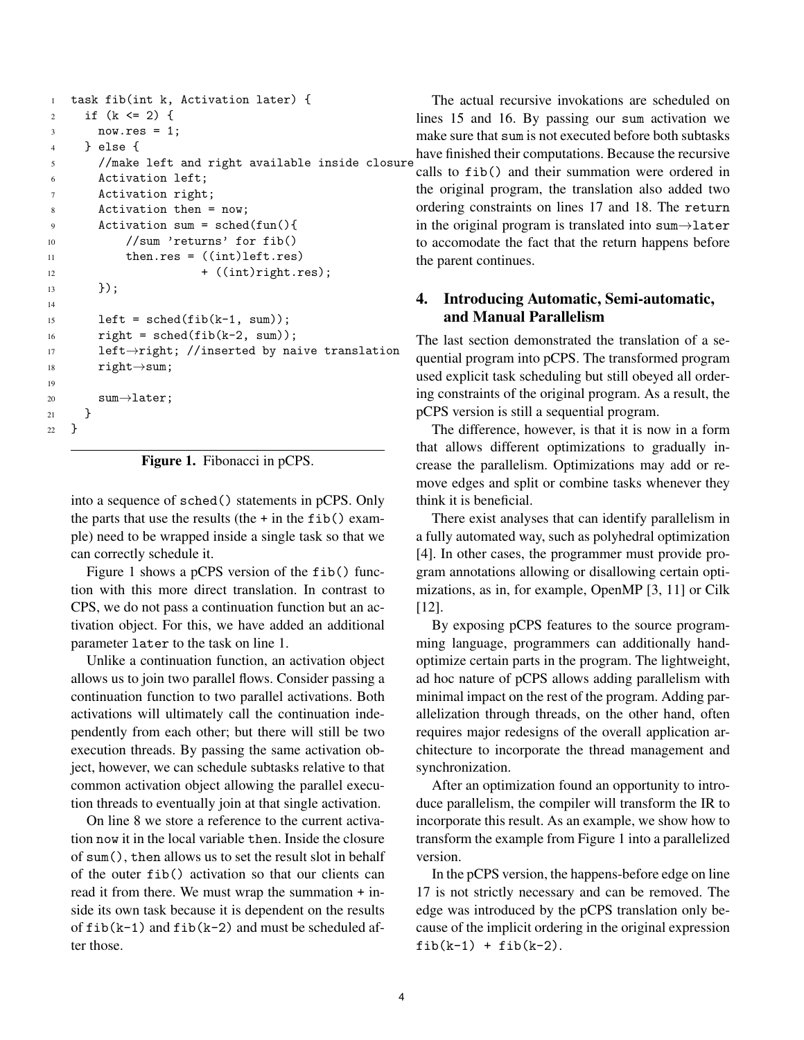```
task fib(int k, Activation later) {
  if (k <= 2) {
    now.res = 1;
  } else {
    //make left and right available inside closure
    Activation left;
    Activation right;
    Activation then = now;
    Activation sum = sched(fun(){
        //sum 'returns' for fib()
        then.res = ((int)left.res)
                 + ((int)right.res);
    });

    left = sched(fib(k-1, sum));
    right = sched(fib(k-2, sum));
    left→right; //inserted by naive translation
    right→sum;

    sum→later;
  }
}
```

**Figure 1.** Fibonacci in pCPS.

into a sequence of `sched()` statements in pCPS. Only the parts that use the results (the `+` in the `fib()` example) need to be wrapped inside a single task so that we can correctly schedule it.

Figure 1 shows a pCPS version of the `fib()` function with this more direct translation. In contrast to CPS, we do not pass a continuation function but an activation object. For this, we have added an additional parameter `later` to the task on line 1.

Unlike a continuation function, an activation object allows us to join two parallel flows. Consider passing a continuation function to two parallel activations. Both activations will ultimately call the continuation independently from each other; but there will still be two execution threads. By passing the same activation object, however, we can schedule subtasks relative to that common activation object allowing the parallel execution threads to eventually join at that single activation.

On line 8 we store a reference to the current activation `now` it in the local variable `then`. Inside the closure of `sum()`, `then` allows us to set the result slot in behalf of the outer `fib()` activation so that our clients can read it from there. We must wrap the summation `+` inside its own task because it is dependent on the results of `fib(k-1)` and `fib(k-2)` and must be scheduled after those.

The actual recursive invokations are scheduled on lines 15 and 16. By passing our `sum` activation we make sure that `sum` is not executed before both subtasks have finished their computations. Because the recursive calls to `fib()` and their summation were ordered in the original program, the translation also added two ordering constraints on lines 17 and 18. The `return` in the original program is translated into `sum→later` to accomodate the fact that the return happens before the parent continues.

## 4. Introducing Automatic, Semi-automatic, and Manual Parallelism

The last section demonstrated the translation of a sequential program into pCPS. The transformed program used explicit task scheduling but still obeyed all ordering constraints of the original program. As a result, the pCPS version is still a sequential program.

The difference, however, is that it is now in a form that allows different optimizations to gradually increase the parallelism. Optimizations may add or remove edges and split or combine tasks whenever they think it is beneficial.

There exist analyses that can identify parallelism in a fully automated way, such as polyhedral optimization [4]. In other cases, the programmer must provide program annotations allowing or disallowing certain optimizations, as in, for example, OpenMP [3, 11] or Cilk [12].

By exposing pCPS features to the source programming language, programmers can additionally hand-optimize certain parts in the program. The lightweight, ad hoc nature of pCPS allows adding parallelism with minimal impact on the rest of the program. Adding parallelization through threads, on the other hand, often requires major redesigns of the overall application architecture to incorporate the thread management and synchronization.

After an optimization found an opportunity to introduce parallelism, the compiler will transform the IR to incorporate this result. As an example, we show how to transform the example from Figure 1 into a parallelized version.

In the pCPS version, the happens-before edge on line 17 is not strictly necessary and can be removed. The edge was introduced by the pCPS translation only because of the implicit ordering in the original expression `fib(k-1) + fib(k-2)`.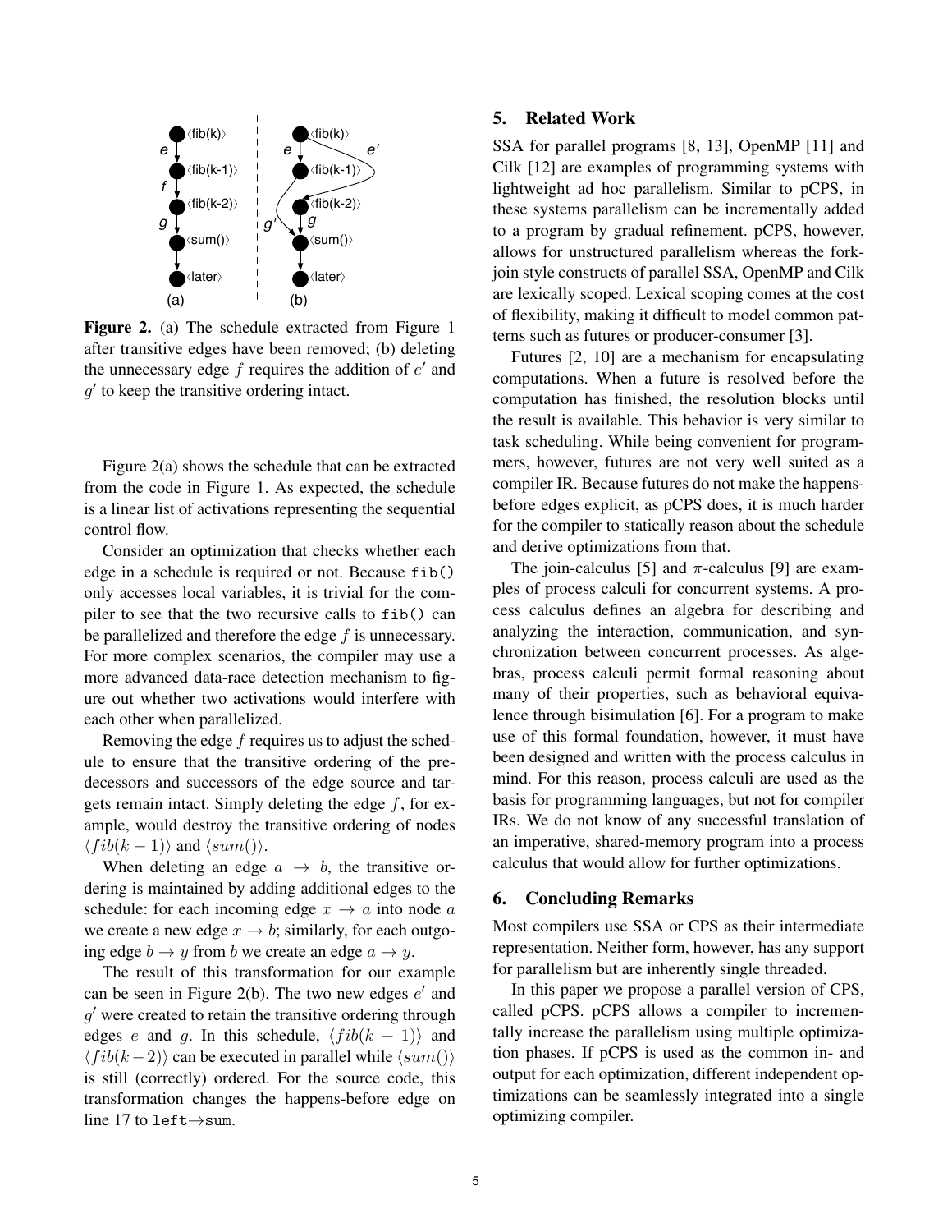**Figure 2.** (a) The schedule extracted from Figure 1 after transitive edges have been removed; (b) deleting the unnecessary edge $f$ requires the addition of $e'$ and $g'$ to keep the transitive ordering intact.

Figure 2(a) shows the schedule that can be extracted from the code in Figure 1. As expected, the schedule is a linear list of activations representing the sequential control flow.

Consider an optimization that checks whether each edge in a schedule is required or not. Because `fib()` only accesses local variables, it is trivial for the compiler to see that the two recursive calls to `fib()` can be parallelized and therefore the edge $f$ is unnecessary. For more complex scenarios, the compiler may use a more advanced data-race detection mechanism to figure out whether two activations would interfere with each other when parallelized.

Removing the edge $f$ requires us to adjust the schedule to ensure that the transitive ordering of the predecessors and successors of the edge source and targets remain intact. Simply deleting the edge $f$, for example, would destroy the transitive ordering of nodes $\langle fib(k-1)\rangle$ and $\langle sum()\rangle$.

When deleting an edge $a \rightarrow b$, the transitive ordering is maintained by adding additional edges to the schedule: for each incoming edge $x \rightarrow a$ into node $a$ we create a new edge $x \rightarrow b$; similarly, for each outgoing edge $b \rightarrow y$ from $b$ we create an edge $a \rightarrow y$.

The result of this transformation for our example can be seen in Figure 2(b). The two new edges $e'$ and $g'$ were created to retain the transitive ordering through edges $e$ and $g$. In this schedule, $\langle fib(k-1)\rangle$ and $\langle fib(k-2)\rangle$ can be executed in parallel while $\langle sum()\rangle$ is still (correctly) ordered. For the source code, this transformation changes the happens-before edge on line 17 to `left`→`sum`.

## 5. Related Work

SSA for parallel programs [8, 13], OpenMP [11] and Cilk [12] are examples of programming systems with lightweight ad hoc parallelism. Similar to pCPS, in these systems parallelism can be incrementally added to a program by gradual refinement. pCPS, however, allows for unstructured parallelism whereas the fork-join style constructs of parallel SSA, OpenMP and Cilk are lexically scoped. Lexical scoping comes at the cost of flexibility, making it difficult to model common patterns such as futures or producer-consumer [3].

Futures [2, 10] are a mechanism for encapsulating computations. When a future is resolved before the computation has finished, the resolution blocks until the result is available. This behavior is very similar to task scheduling. While being convenient for programmers, however, futures are not very well suited as a compiler IR. Because futures do not make the happens-before edges explicit, as pCPS does, it is much harder for the compiler to statically reason about the schedule and derive optimizations from that.

The join-calculus [5] and $\pi$-calculus [9] are examples of process calculi for concurrent systems. A process calculus defines an algebra for describing and analyzing the interaction, communication, and synchronization between concurrent processes. As algebras, process calculi permit formal reasoning about many of their properties, such as behavioral equivalence through bisimulation [6]. For a program to make use of this formal foundation, however, it must have been designed and written with the process calculus in mind. For this reason, process calculi are used as the basis for programming languages, but not for compiler IRs. We do not know of any successful translation of an imperative, shared-memory program into a process calculus that would allow for further optimizations.

## 6. Concluding Remarks

Most compilers use SSA or CPS as their intermediate representation. Neither form, however, has any support for parallelism but are inherently single threaded.

In this paper we propose a parallel version of CPS, called pCPS. pCPS allows a compiler to incrementally increase the parallelism using multiple optimization phases. If pCPS is used as the common in- and output for each optimization, different independent optimizations can be seamlessly integrated into a single optimizing compiler.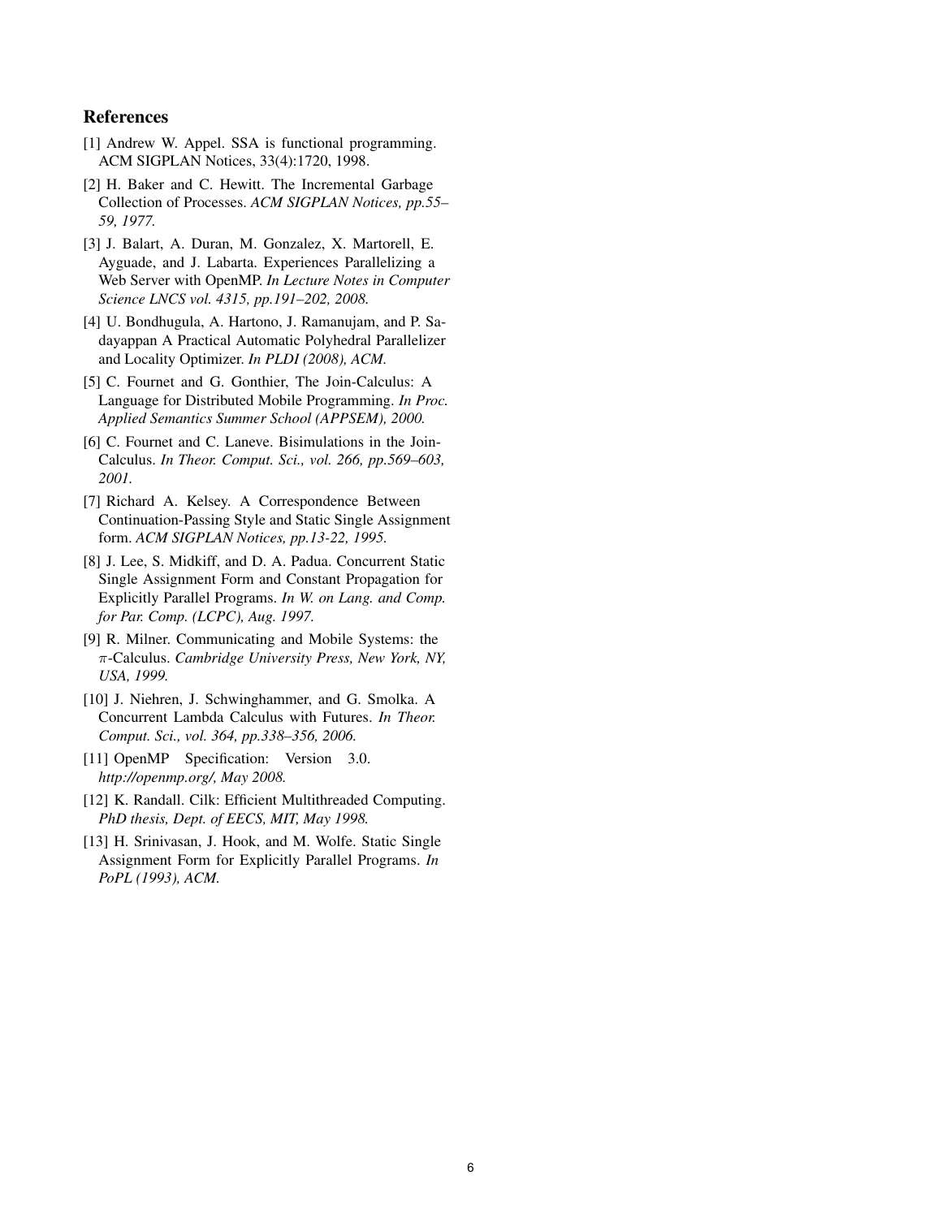## References

[1] Andrew W. Appel. SSA is functional programming. ACM SIGPLAN Notices, 33(4):1720, 1998.

[2] H. Baker and C. Hewitt. The Incremental Garbage Collection of Processes. *ACM SIGPLAN Notices, pp.55–59, 1977.*

[3] J. Balart, A. Duran, M. Gonzalez, X. Martorell, E. Ayguade, and J. Labarta. Experiences Parallelizing a Web Server with OpenMP. *In Lecture Notes in Computer Science LNCS vol. 4315, pp.191–202, 2008.*

[4] U. Bondhugula, A. Hartono, J. Ramanujam, and P. Sadayappan A Practical Automatic Polyhedral Parallelizer and Locality Optimizer. *In PLDI (2008), ACM.*

[5] C. Fournet and G. Gonthier, The Join-Calculus: A Language for Distributed Mobile Programming. *In Proc. Applied Semantics Summer School (APPSEM), 2000.*

[6] C. Fournet and C. Laneve. Bisimulations in the Join-Calculus. *In Theor. Comput. Sci., vol. 266, pp.569–603, 2001.*

[7] Richard A. Kelsey. A Correspondence Between Continuation-Passing Style and Static Single Assignment form. *ACM SIGPLAN Notices, pp.13-22, 1995.*

[8] J. Lee, S. Midkiff, and D. A. Padua. Concurrent Static Single Assignment Form and Constant Propagation for Explicitly Parallel Programs. *In W. on Lang. and Comp. for Par. Comp. (LCPC), Aug. 1997.*

[9] R. Milner. Communicating and Mobile Systems: the $\pi$-Calculus. *Cambridge University Press, New York, NY, USA, 1999.*

[10] J. Niehren, J. Schwinghammer, and G. Smolka. A Concurrent Lambda Calculus with Futures. *In Theor. Comput. Sci., vol. 364, pp.338–356, 2006.*

[11] OpenMP Specification: Version 3.0. *http://openmp.org/, May 2008.*

[12] K. Randall. Cilk: Efficient Multithreaded Computing. *PhD thesis, Dept. of EECS, MIT, May 1998.*

[13] H. Srinivasan, J. Hook, and M. Wolfe. Static Single Assignment Form for Explicitly Parallel Programs. *In PoPL (1993), ACM.*